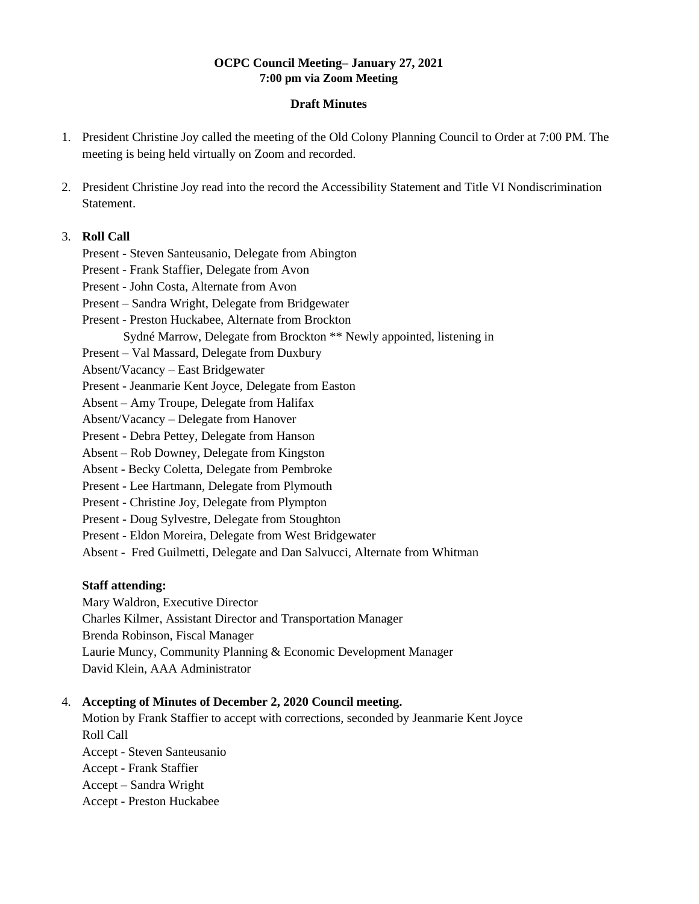**OCPC Council Meeting– January 27, 2021**
**7:00 pm via Zoom Meeting**

**Draft Minutes**

1. President Christine Joy called the meeting of the Old Colony Planning Council to Order at 7:00 PM. The meeting is being held virtually on Zoom and recorded.

2. President Christine Joy read into the record the Accessibility Statement and Title VI Nondiscrimination Statement.

3. **Roll Call**

   Present - Steven Santeusanio, Delegate from Abington
   Present - Frank Staffier, Delegate from Avon
   Present - John Costa, Alternate from Avon
   Present – Sandra Wright, Delegate from Bridgewater
   Present - Preston Huckabee, Alternate from Brockton
   Sydné Marrow, Delegate from Brockton ** Newly appointed, listening in
   Present – Val Massard, Delegate from Duxbury
   Absent/Vacancy – East Bridgewater
   Present - Jeanmarie Kent Joyce, Delegate from Easton
   Absent – Amy Troupe, Delegate from Halifax
   Absent/Vacancy – Delegate from Hanover
   Present - Debra Pettey, Delegate from Hanson
   Absent – Rob Downey, Delegate from Kingston
   Absent - Becky Coletta, Delegate from Pembroke
   Present - Lee Hartmann, Delegate from Plymouth
   Present - Christine Joy, Delegate from Plympton
   Present - Doug Sylvestre, Delegate from Stoughton
   Present - Eldon Moreira, Delegate from West Bridgewater
   Absent - Fred Guilmetti, Delegate and Dan Salvucci, Alternate from Whitman

   **Staff attending:**
   Mary Waldron, Executive Director
   Charles Kilmer, Assistant Director and Transportation Manager
   Brenda Robinson, Fiscal Manager
   Laurie Muncy, Community Planning & Economic Development Manager
   David Klein, AAA Administrator

4. **Accepting of Minutes of December 2, 2020 Council meeting.**
   Motion by Frank Staffier to accept with corrections, seconded by Jeanmarie Kent Joyce
   Roll Call
   Accept - Steven Santeusanio
   Accept - Frank Staffier
   Accept – Sandra Wright
   Accept - Preston Huckabee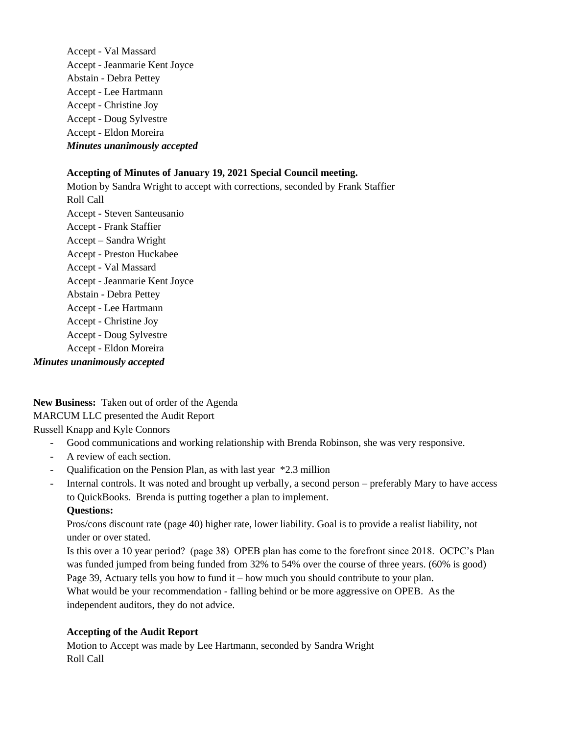Accept - Val Massard
Accept - Jeanmarie Kent Joyce
Abstain - Debra Pettey
Accept - Lee Hartmann
Accept - Christine Joy
Accept - Doug Sylvestre
Accept - Eldon Moreira
***Minutes unanimously accepted***

**Accepting of Minutes of January 19, 2021 Special Council meeting.**
Motion by Sandra Wright to accept with corrections, seconded by Frank Staffier
Roll Call
Accept - Steven Santeusanio
Accept - Frank Staffier
Accept – Sandra Wright
Accept - Preston Huckabee
Accept - Val Massard
Accept - Jeanmarie Kent Joyce
Abstain - Debra Pettey
Accept - Lee Hartmann
Accept - Christine Joy
Accept - Doug Sylvestre
Accept - Eldon Moreira
***Minutes unanimously accepted***

**New Business:** Taken out of order of the Agenda
MARCUM LLC presented the Audit Report
Russell Knapp and Kyle Connors

- Good communications and working relationship with Brenda Robinson, she was very responsive.
- A review of each section.
- Qualification on the Pension Plan, as with last year *2.3 million
- Internal controls. It was noted and brought up verbally, a second person – preferably Mary to have access to QuickBooks. Brenda is putting together a plan to implement.

  **Questions:**

  Pros/cons discount rate (page 40) higher rate, lower liability. Goal is to provide a realist liability, not under or over stated.

  Is this over a 10 year period? (page 38) OPEB plan has come to the forefront since 2018. OCPC's Plan was funded jumped from being funded from 32% to 54% over the course of three years. (60% is good)

  Page 39, Actuary tells you how to fund it – how much you should contribute to your plan.

  What would be your recommendation - falling behind or be more aggressive on OPEB. As the independent auditors, they do not advice.

**Accepting of the Audit Report**
Motion to Accept was made by Lee Hartmann, seconded by Sandra Wright
Roll Call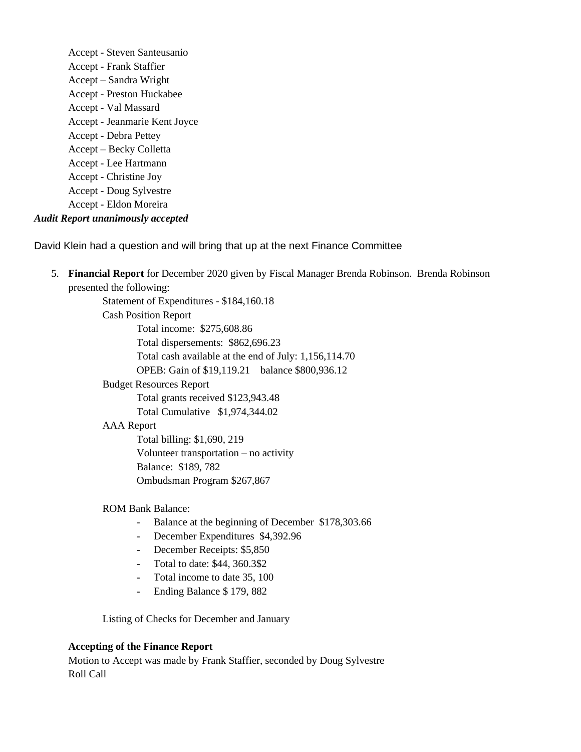Accept - Steven Santeusanio
Accept - Frank Staffier
Accept – Sandra Wright
Accept - Preston Huckabee
Accept - Val Massard
Accept - Jeanmarie Kent Joyce
Accept - Debra Pettey
Accept – Becky Colletta
Accept - Lee Hartmann
Accept - Christine Joy
Accept - Doug Sylvestre
Accept - Eldon Moreira

***Audit Report unanimously accepted***

David Klein had a question and will bring that up at the next Finance Committee

5. **Financial Report** for December 2020 given by Fiscal Manager Brenda Robinson. Brenda Robinson presented the following:

   Statement of Expenditures - $184,160.18

   Cash Position Report

   - Total income: $275,608.86
   - Total dispersements: $862,696.23
   - Total cash available at the end of July: 1,156,114.70
   - OPEB: Gain of $19,119.21 balance $800,936.12

   Budget Resources Report

   - Total grants received $123,943.48
   - Total Cumulative $1,974,344.02

   AAA Report

   - Total billing: $1,690, 219
   - Volunteer transportation – no activity
   - Balance: $189, 782
   - Ombudsman Program $267,867

   ROM Bank Balance:

   - Balance at the beginning of December $178,303.66
   - December Expenditures $4,392.96
   - December Receipts: $5,850
   - Total to date: $44, 360.3$2
   - Total income to date 35, 100
   - Ending Balance $ 179, 882

   Listing of Checks for December and January

   **Accepting of the Finance Report**

   Motion to Accept was made by Frank Staffier, seconded by Doug Sylvestre
   Roll Call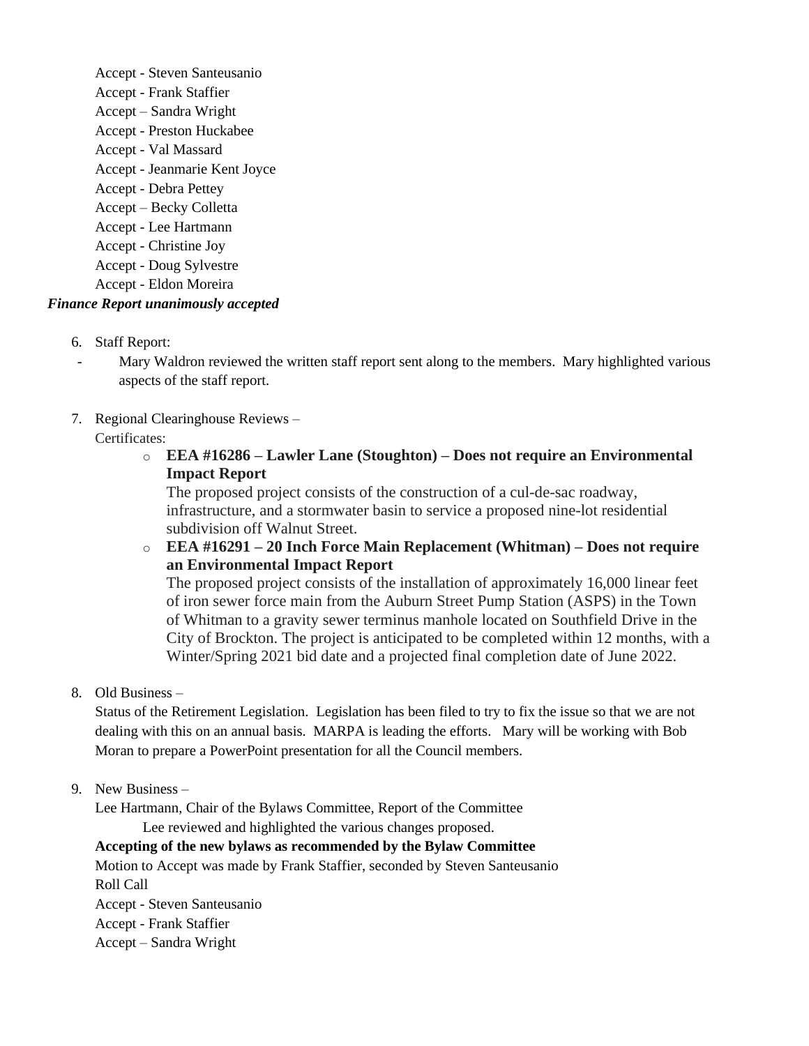Accept - Steven Santeusanio
Accept - Frank Staffier
Accept – Sandra Wright
Accept - Preston Huckabee
Accept - Val Massard
Accept - Jeanmarie Kent Joyce
Accept - Debra Pettey
Accept – Becky Colletta
Accept - Lee Hartmann
Accept - Christine Joy
Accept - Doug Sylvestre
Accept - Eldon Moreira

***Finance Report unanimously accepted***

6. Staff Report:
   - Mary Waldron reviewed the written staff report sent along to the members. Mary highlighted various aspects of the staff report.

7. Regional Clearinghouse Reviews –
   Certificates:
   - **EEA #16286 – Lawler Lane (Stoughton) – Does not require an Environmental Impact Report**
     The proposed project consists of the construction of a cul-de-sac roadway, infrastructure, and a stormwater basin to service a proposed nine-lot residential subdivision off Walnut Street.
   - **EEA #16291 – 20 Inch Force Main Replacement (Whitman) – Does not require an Environmental Impact Report**
     The proposed project consists of the installation of approximately 16,000 linear feet of iron sewer force main from the Auburn Street Pump Station (ASPS) in the Town of Whitman to a gravity sewer terminus manhole located on Southfield Drive in the City of Brockton. The project is anticipated to be completed within 12 months, with a Winter/Spring 2021 bid date and a projected final completion date of June 2022.

8. Old Business –
   Status of the Retirement Legislation. Legislation has been filed to try to fix the issue so that we are not dealing with this on an annual basis. MARPA is leading the efforts. Mary will be working with Bob Moran to prepare a PowerPoint presentation for all the Council members.

9. New Business –
   Lee Hartmann, Chair of the Bylaws Committee, Report of the Committee
   Lee reviewed and highlighted the various changes proposed.
   **Accepting of the new bylaws as recommended by the Bylaw Committee**
   Motion to Accept was made by Frank Staffier, seconded by Steven Santeusanio
   Roll Call
   Accept - Steven Santeusanio
   Accept - Frank Staffier
   Accept – Sandra Wright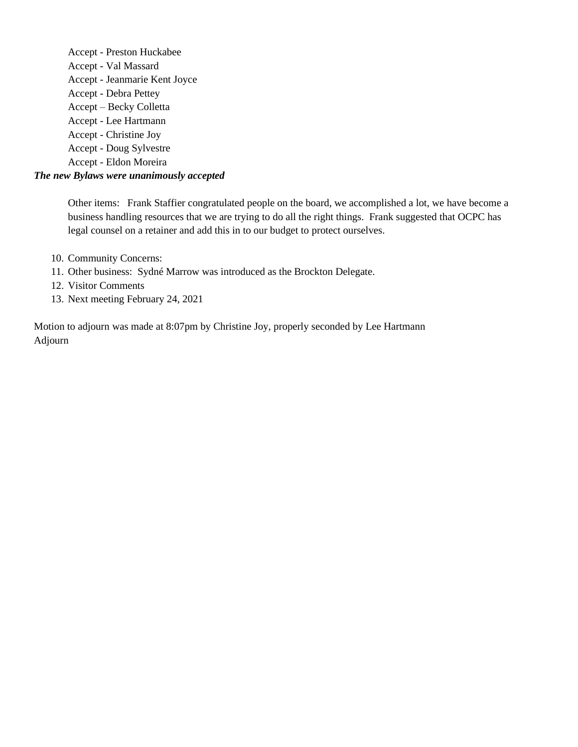Accept - Preston Huckabee
Accept - Val Massard
Accept - Jeanmarie Kent Joyce
Accept - Debra Pettey
Accept – Becky Colletta
Accept - Lee Hartmann
Accept - Christine Joy
Accept - Doug Sylvestre
Accept - Eldon Moreira

***The new Bylaws were unanimously accepted***

Other items: Frank Staffier congratulated people on the board, we accomplished a lot, we have become a business handling resources that we are trying to do all the right things. Frank suggested that OCPC has legal counsel on a retainer and add this in to our budget to protect ourselves.

10. Community Concerns:
11. Other business: Sydné Marrow was introduced as the Brockton Delegate.
12. Visitor Comments
13. Next meeting February 24, 2021

Motion to adjourn was made at 8:07pm by Christine Joy, properly seconded by Lee Hartmann
Adjourn